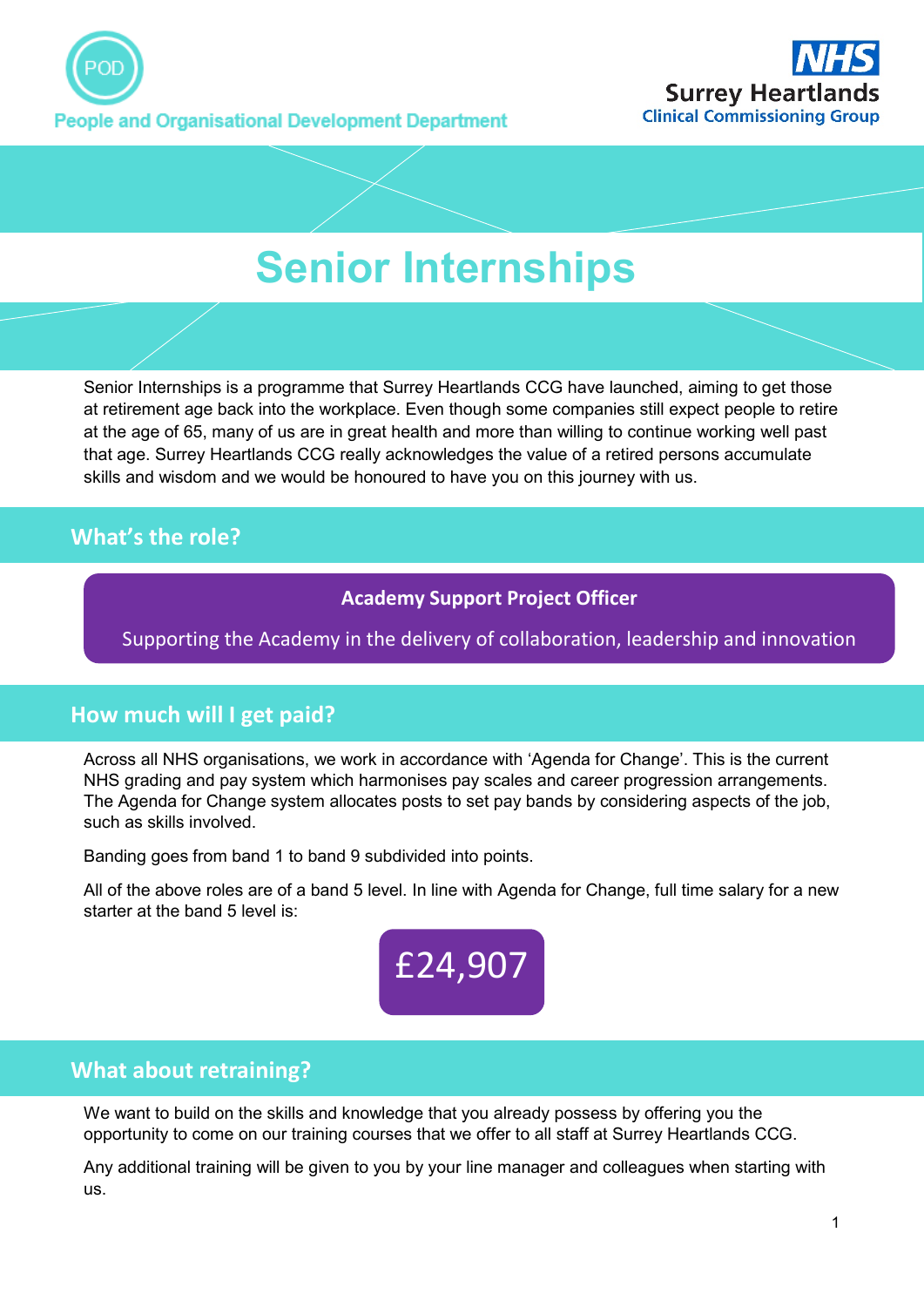POD

People and Organisational Development Department

NHS
Surrey Heartlands
Clinical Commissioning Group

# Senior Internships

Senior Internships is a programme that Surrey Heartlands CCG have launched, aiming to get those at retirement age back into the workplace. Even though some companies still expect people to retire at the age of 65, many of us are in great health and more than willing to continue working well past that age. Surrey Heartlands CCG really acknowledges the value of a retired persons accumulate skills and wisdom and we would be honoured to have you on this journey with us.

## What's the role?

**Academy Support Project Officer**

Supporting the Academy in the delivery of collaboration, leadership and innovation

## How much will I get paid?

Across all NHS organisations, we work in accordance with 'Agenda for Change'. This is the current NHS grading and pay system which harmonises pay scales and career progression arrangements. The Agenda for Change system allocates posts to set pay bands by considering aspects of the job, such as skills involved.

Banding goes from band 1 to band 9 subdivided into points.

All of the above roles are of a band 5 level. In line with Agenda for Change, full time salary for a new starter at the band 5 level is:

**£24,907**

## What about retraining?

We want to build on the skills and knowledge that you already possess by offering you the opportunity to come on our training courses that we offer to all staff at Surrey Heartlands CCG.

Any additional training will be given to you by your line manager and colleagues when starting with us.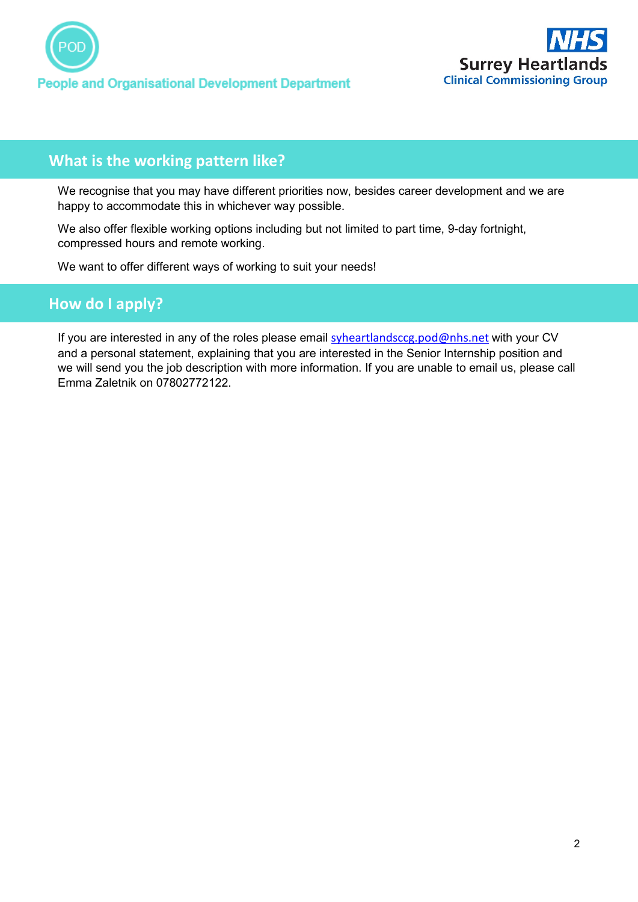## What is the working pattern like?

We recognise that you may have different priorities now, besides career development and we are happy to accommodate this in whichever way possible.

We also offer flexible working options including but not limited to part time, 9-day fortnight, compressed hours and remote working.

We want to offer different ways of working to suit your needs!

## How do I apply?

If you are interested in any of the roles please email syheartlandsccg.pod@nhs.net with your CV and a personal statement, explaining that you are interested in the Senior Internship position and we will send you the job description with more information. If you are unable to email us, please call Emma Zaletnik on 07802772122.